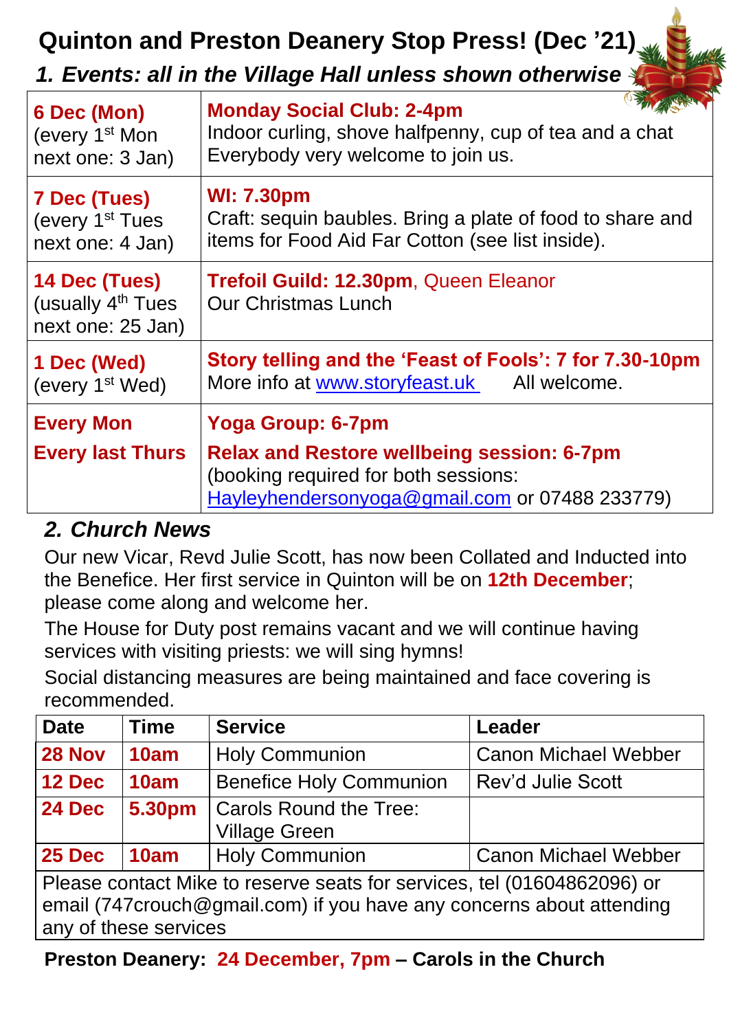# Quinton and Preston Deanery Stop Press! (Dec '21)

## 1. Events: all in the Village Hall unless shown otherwise

| | |
|---|---|
| **6 Dec (Mon)** (every 1st Mon next one: 3 Jan) | **Monday Social Club: 2-4pm** Indoor curling, shove halfpenny, cup of tea and a chat Everybody very welcome to join us. |
| **7 Dec (Tues)** (every 1st Tues next one: 4 Jan) | **WI: 7.30pm** Craft: sequin baubles. Bring a plate of food to share and items for Food Aid Far Cotton (see list inside). |
| **14 Dec (Tues)** (usually 4th Tues next one: 25 Jan) | **Trefoil Guild: 12.30pm**, Queen Eleanor Our Christmas Lunch |
| **1 Dec (Wed)** (every 1st Wed) | **Story telling and the 'Feast of Fools': 7 for 7.30-10pm** More info at www.storyfeast.uk All welcome. |
| **Every Mon** **Every last Thurs** | **Yoga Group: 6-7pm** **Relax and Restore wellbeing session: 6-7pm** (booking required for both sessions: Hayleyhendersonyoga@gmail.com or 07488 233779) |

## 2. Church News

Our new Vicar, Revd Julie Scott, has now been Collated and Inducted into the Benefice. Her first service in Quinton will be on **12th December**; please come along and welcome her.

The House for Duty post remains vacant and we will continue having services with visiting priests: we will sing hymns!

Social distancing measures are being maintained and face covering is recommended.

| Date | Time | Service | Leader |
|---|---|---|---|
| **28 Nov** | **10am** | Holy Communion | Canon Michael Webber |
| **12 Dec** | **10am** | Benefice Holy Communion | Rev'd Julie Scott |
| **24 Dec** | **5.30pm** | Carols Round the Tree: Village Green | |
| **25 Dec** | **10am** | Holy Communion | Canon Michael Webber |
| Please contact Mike to reserve seats for services, tel (01604862096) or email (747crouch@gmail.com) if you have any concerns about attending any of these services | | | |

**Preston Deanery: 24 December, 7pm – Carols in the Church**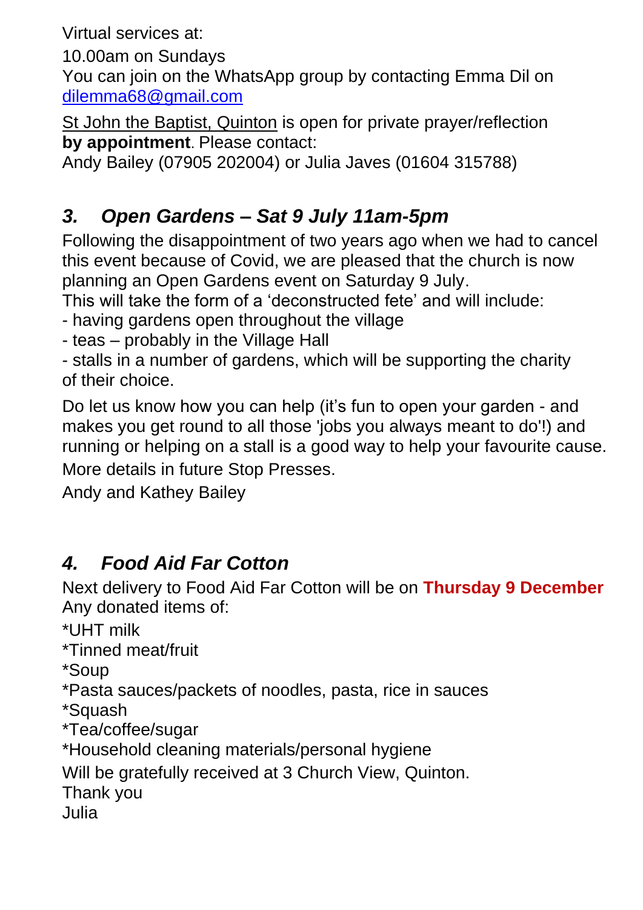Virtual services at:

10.00am on Sundays

You can join on the WhatsApp group by contacting Emma Dil on dilemma68@gmail.com

St John the Baptist, Quinton is open for private prayer/reflection **by appointment**. Please contact:

Andy Bailey (07905 202004) or Julia Javes (01604 315788)

## *3. Open Gardens – Sat 9 July 11am-5pm*

Following the disappointment of two years ago when we had to cancel this event because of Covid, we are pleased that the church is now planning an Open Gardens event on Saturday 9 July.

This will take the form of a 'deconstructed fete' and will include:

- having gardens open throughout the village
- teas – probably in the Village Hall
- stalls in a number of gardens, which will be supporting the charity of their choice.

Do let us know how you can help (it's fun to open your garden - and makes you get round to all those 'jobs you always meant to do'!) and running or helping on a stall is a good way to help your favourite cause.

More details in future Stop Presses.

Andy and Kathey Bailey

## *4. Food Aid Far Cotton*

Next delivery to Food Aid Far Cotton will be on **Thursday 9 December**

Any donated items of:

*UHT milk

*Tinned meat/fruit

*Soup

*Pasta sauces/packets of noodles, pasta, rice in sauces

*Squash

*Tea/coffee/sugar

*Household cleaning materials/personal hygiene

Will be gratefully received at 3 Church View, Quinton.

Thank you

Julia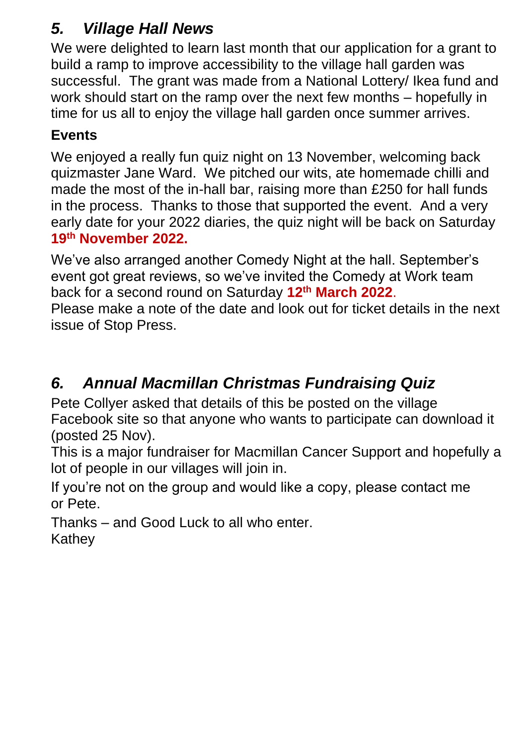## *5. Village Hall News*

We were delighted to learn last month that our application for a grant to build a ramp to improve accessibility to the village hall garden was successful. The grant was made from a National Lottery/ Ikea fund and work should start on the ramp over the next few months – hopefully in time for us all to enjoy the village hall garden once summer arrives.

### Events

We enjoyed a really fun quiz night on 13 November, welcoming back quizmaster Jane Ward. We pitched our wits, ate homemade chilli and made the most of the in-hall bar, raising more than £250 for hall funds in the process. Thanks to those that supported the event. And a very early date for your 2022 diaries, the quiz night will be back on Saturday **19th November 2022.**

We've also arranged another Comedy Night at the hall. September's event got great reviews, so we've invited the Comedy at Work team back for a second round on Saturday **12th March 2022**.
Please make a note of the date and look out for ticket details in the next issue of Stop Press.

## *6. Annual Macmillan Christmas Fundraising Quiz*

Pete Collyer asked that details of this be posted on the village Facebook site so that anyone who wants to participate can download it (posted 25 Nov).
This is a major fundraiser for Macmillan Cancer Support and hopefully a lot of people in our villages will join in.

If you're not on the group and would like a copy, please contact me or Pete.

Thanks – and Good Luck to all who enter.
Kathey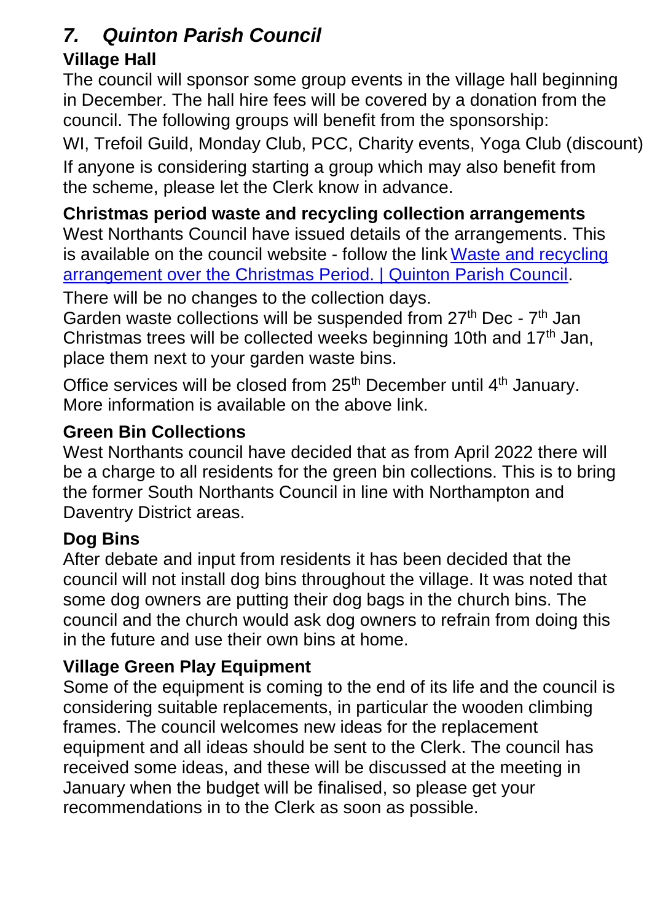## *7. Quinton Parish Council*

### Village Hall

The council will sponsor some group events in the village hall beginning in December. The hall hire fees will be covered by a donation from the council. The following groups will benefit from the sponsorship:

WI, Trefoil Guild, Monday Club, PCC, Charity events, Yoga Club (discount)

If anyone is considering starting a group which may also benefit from the scheme, please let the Clerk know in advance.

### Christmas period waste and recycling collection arrangements

West Northants Council have issued details of the arrangements. This is available on the council website - follow the link Waste and recycling arrangement over the Christmas Period. | Quinton Parish Council.

There will be no changes to the collection days.
Garden waste collections will be suspended from 27th Dec - 7th Jan
Christmas trees will be collected weeks beginning 10th and 17th Jan, place them next to your garden waste bins.

Office services will be closed from 25th December until 4th January. More information is available on the above link.

### Green Bin Collections

West Northants council have decided that as from April 2022 there will be a charge to all residents for the green bin collections. This is to bring the former South Northants Council in line with Northampton and Daventry District areas.

### Dog Bins

After debate and input from residents it has been decided that the council will not install dog bins throughout the village. It was noted that some dog owners are putting their dog bags in the church bins. The council and the church would ask dog owners to refrain from doing this in the future and use their own bins at home.

### Village Green Play Equipment

Some of the equipment is coming to the end of its life and the council is considering suitable replacements, in particular the wooden climbing frames. The council welcomes new ideas for the replacement equipment and all ideas should be sent to the Clerk. The council has received some ideas, and these will be discussed at the meeting in January when the budget will be finalised, so please get your recommendations in to the Clerk as soon as possible.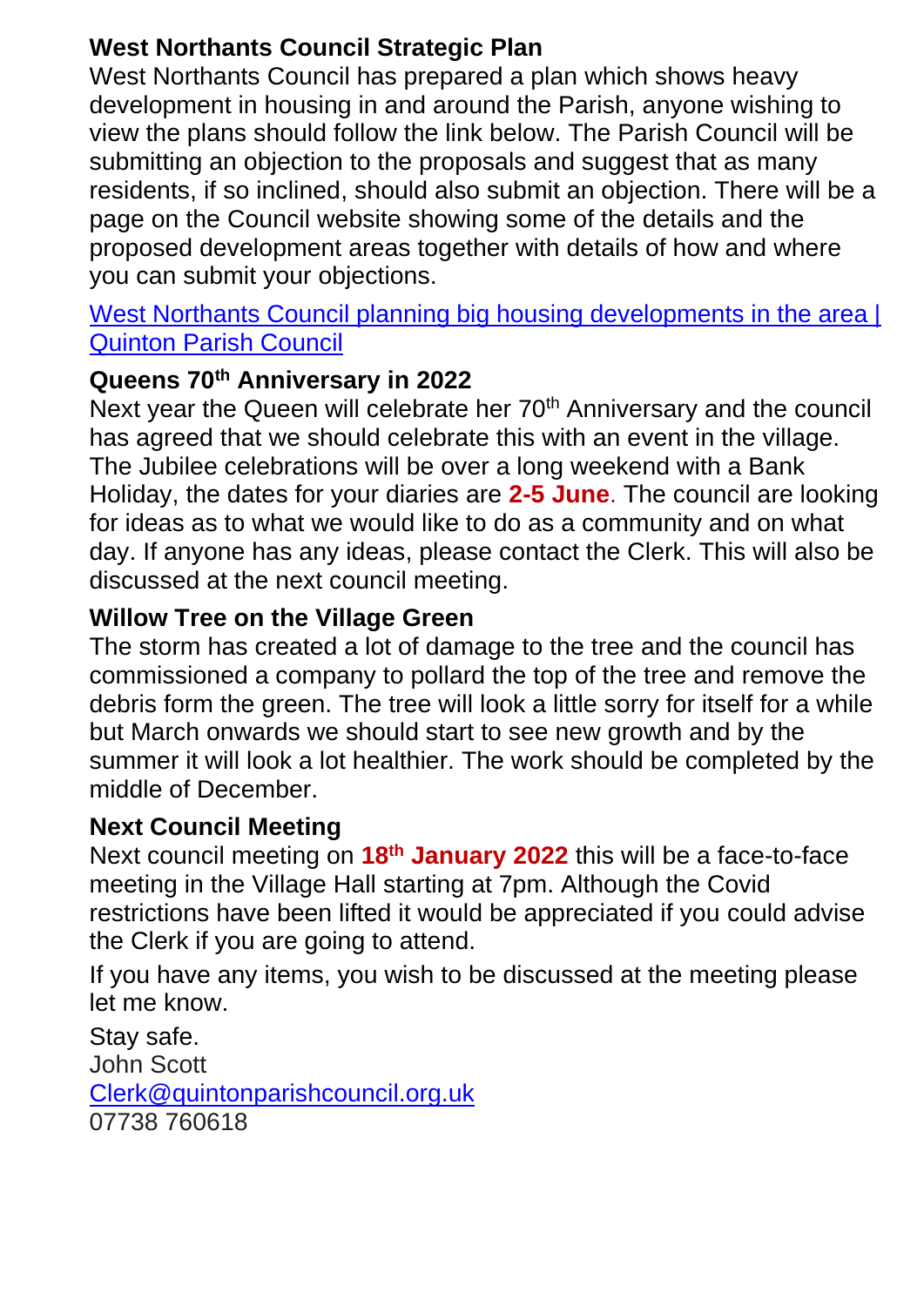**West Northants Council Strategic Plan**

West Northants Council has prepared a plan which shows heavy development in housing in and around the Parish, anyone wishing to view the plans should follow the link below. The Parish Council will be submitting an objection to the proposals and suggest that as many residents, if so inclined, should also submit an objection. There will be a page on the Council website showing some of the details and the proposed development areas together with details of how and where you can submit your objections.

West Northants Council planning big housing developments in the area | Quinton Parish Council

**Queens 70th Anniversary in 2022**

Next year the Queen will celebrate her 70th Anniversary and the council has agreed that we should celebrate this with an event in the village. The Jubilee celebrations will be over a long weekend with a Bank Holiday, the dates for your diaries are **2-5 June**. The council are looking for ideas as to what we would like to do as a community and on what day. If anyone has any ideas, please contact the Clerk. This will also be discussed at the next council meeting.

**Willow Tree on the Village Green**

The storm has created a lot of damage to the tree and the council has commissioned a company to pollard the top of the tree and remove the debris form the green. The tree will look a little sorry for itself for a while but March onwards we should start to see new growth and by the summer it will look a lot healthier. The work should be completed by the middle of December.

**Next Council Meeting**

Next council meeting on **18th January 2022** this will be a face-to-face meeting in the Village Hall starting at 7pm. Although the Covid restrictions have been lifted it would be appreciated if you could advise the Clerk if you are going to attend.

If you have any items, you wish to be discussed at the meeting please let me know.

Stay safe.
John Scott
Clerk@quintonparishcouncil.org.uk
07738 760618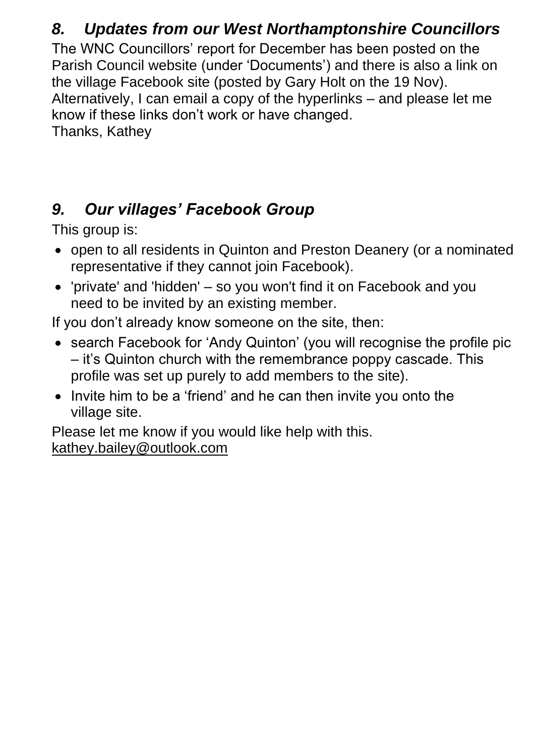## *8. Updates from our West Northamptonshire Councillors*

The WNC Councillors' report for December has been posted on the Parish Council website (under 'Documents') and there is also a link on the village Facebook site (posted by Gary Holt on the 19 Nov). Alternatively, I can email a copy of the hyperlinks – and please let me know if these links don't work or have changed.
Thanks, Kathey

## *9. Our villages' Facebook Group*

This group is:

- open to all residents in Quinton and Preston Deanery (or a nominated representative if they cannot join Facebook).
- 'private' and 'hidden' – so you won't find it on Facebook and you need to be invited by an existing member.

If you don't already know someone on the site, then:

- search Facebook for 'Andy Quinton' (you will recognise the profile pic – it's Quinton church with the remembrance poppy cascade. This profile was set up purely to add members to the site).
- Invite him to be a 'friend' and he can then invite you onto the village site.

Please let me know if you would like help with this.
kathey.bailey@outlook.com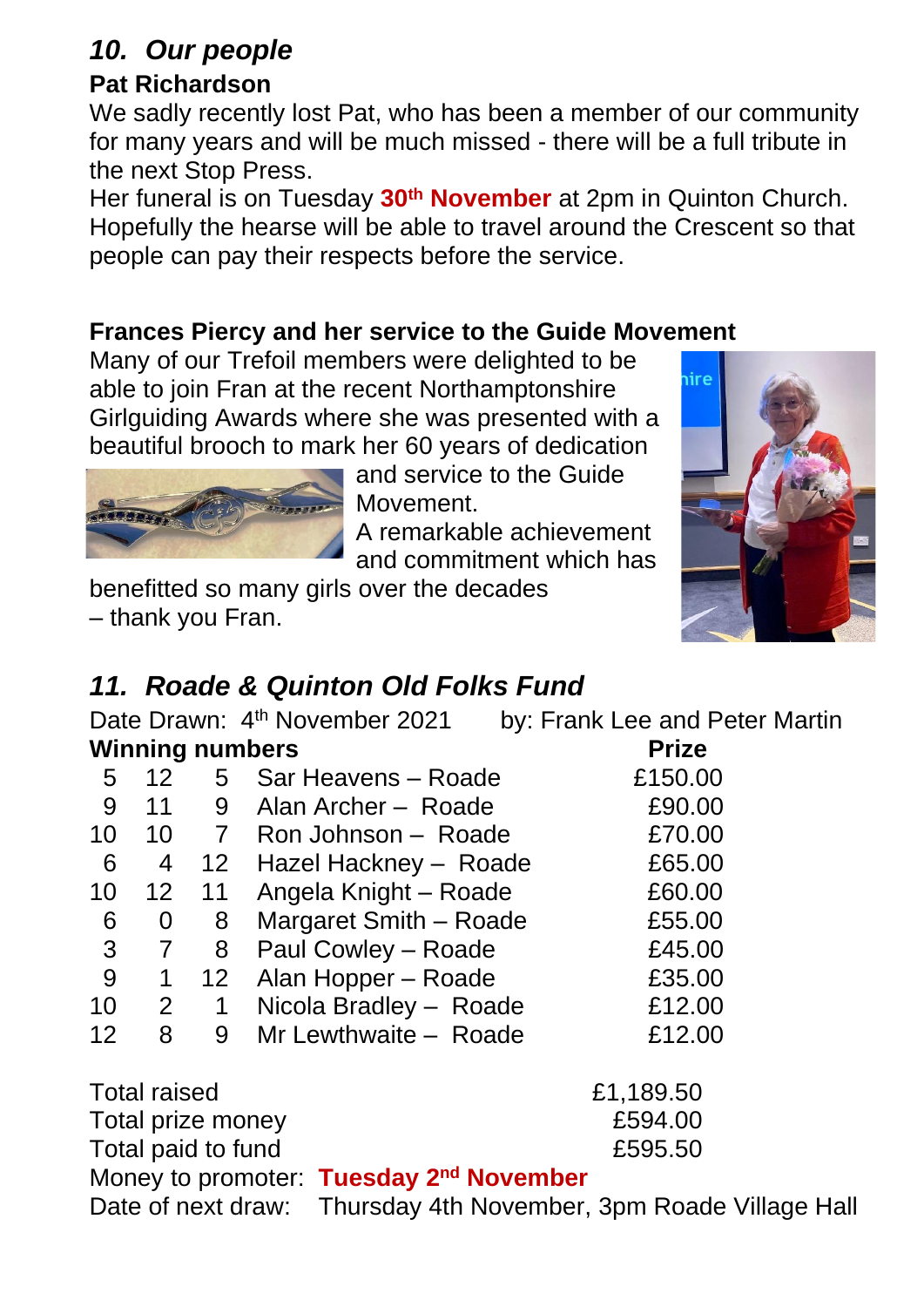## *10. Our people*

**Pat Richardson**

We sadly recently lost Pat, who has been a member of our community for many years and will be much missed - there will be a full tribute in the next Stop Press.

Her funeral is on Tuesday **30th November** at 2pm in Quinton Church. Hopefully the hearse will be able to travel around the Crescent so that people can pay their respects before the service.

**Frances Piercy and her service to the Guide Movement**

Many of our Trefoil members were delighted to be able to join Fran at the recent Northamptonshire Girlguiding Awards where she was presented with a beautiful brooch to mark her 60 years of dedication and service to the Guide Movement.

A remarkable achievement and commitment which has benefitted so many girls over the decades – thank you Fran.

## *11. Roade & Quinton Old Folks Fund*

Date Drawn: 4th November 2021 by: Frank Lee and Peter Martin

| Winning numbers | | | | Prize |
|---|---|---|---|---|
| 5 | 12 | 5 | Sar Heavens – Roade | £150.00 |
| 9 | 11 | 9 | Alan Archer – Roade | £90.00 |
| 10 | 10 | 7 | Ron Johnson – Roade | £70.00 |
| 6 | 4 | 12 | Hazel Hackney – Roade | £65.00 |
| 10 | 12 | 11 | Angela Knight – Roade | £60.00 |
| 6 | 0 | 8 | Margaret Smith – Roade | £55.00 |
| 3 | 7 | 8 | Paul Cowley – Roade | £45.00 |
| 9 | 1 | 12 | Alan Hopper – Roade | £35.00 |
| 10 | 2 | 1 | Nicola Bradley – Roade | £12.00 |
| 12 | 8 | 9 | Mr Lewthwaite – Roade | £12.00 |

| | |
|---|---|
| Total raised | £1,189.50 |
| Total prize money | £594.00 |
| Total paid to fund | £595.50 |

Money to promoter: **Tuesday 2nd November**

Date of next draw: Thursday 4th November, 3pm Roade Village Hall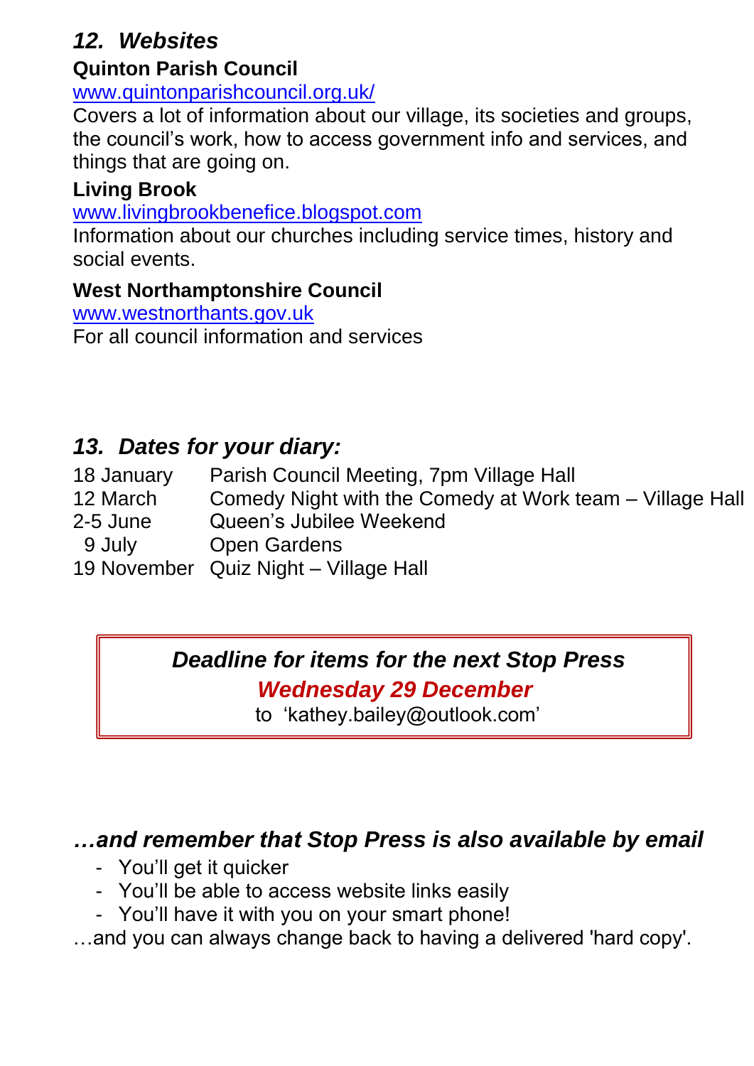## *12. Websites*

**Quinton Parish Council**

www.quintonparishcouncil.org.uk/

Covers a lot of information about our village, its societies and groups, the council's work, how to access government info and services, and things that are going on.

**Living Brook**

www.livingbrookbenefice.blogspot.com

Information about our churches including service times, history and social events.

**West Northamptonshire Council**

www.westnorthants.gov.uk

For all council information and services

## *13. Dates for your diary:*

| | |
|---|---|
| 18 January | Parish Council Meeting, 7pm Village Hall |
| 12 March | Comedy Night with the Comedy at Work team – Village Hall |
| 2-5 June | Queen's Jubilee Weekend |
| 9 July | Open Gardens |
| 19 November | Quiz Night – Village Hall |

***Deadline for items for the next Stop Press***

***Wednesday 29 December***

to 'kathey.bailey@outlook.com'

### *…and remember that Stop Press is also available by email*

- You'll get it quicker
- You'll be able to access website links easily
- You'll have it with you on your smart phone!

…and you can always change back to having a delivered 'hard copy'.